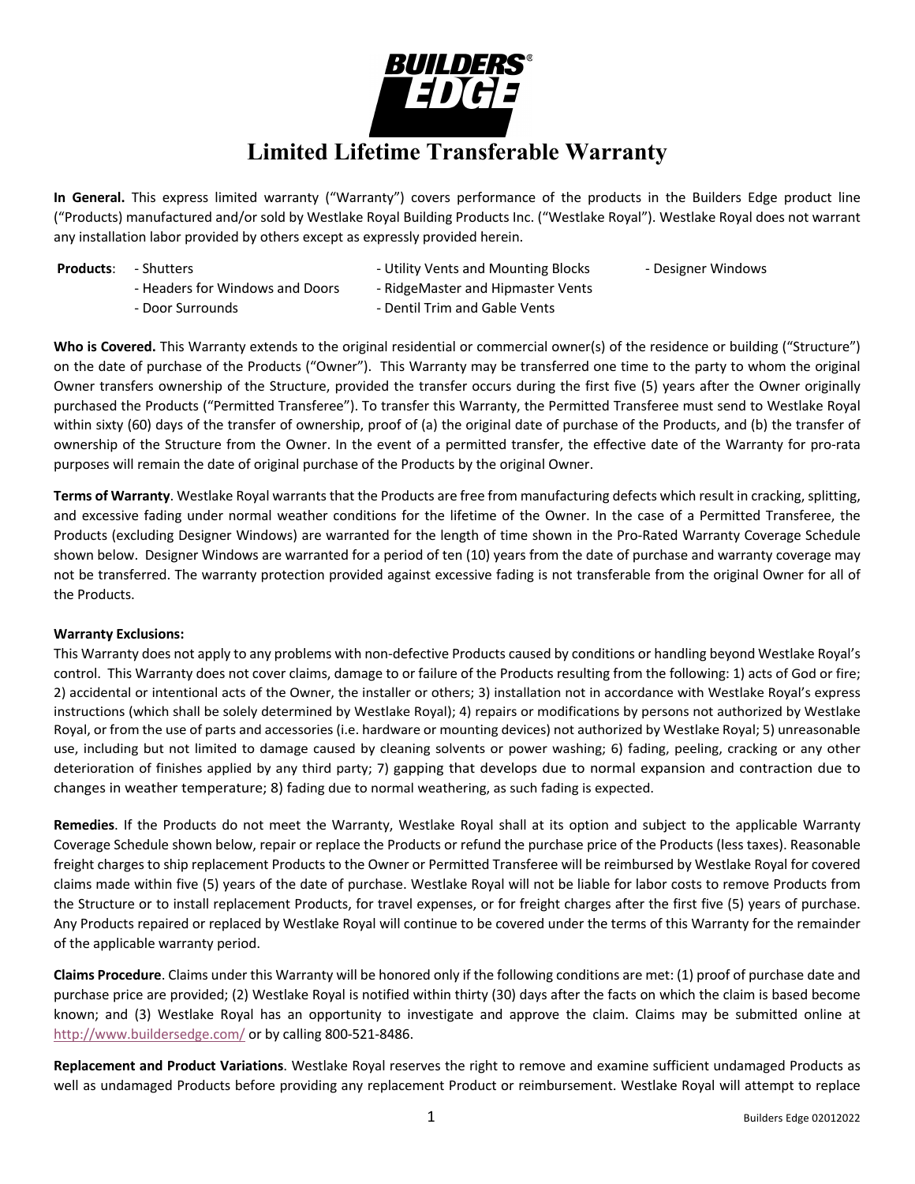# Limited Lifetime Transferable Warranty

**In General.** This express limited warranty ("Warranty") covers performance of the products in the Builders Edge product line ("Products) manufactured and/or sold by Westlake Royal Building Products Inc. ("Westlake Royal"). Westlake Royal does not warrant any installation labor provided by others except as expressly provided herein.

**Products**:
- Shutters
- Headers for Windows and Doors
- Door Surrounds
- Utility Vents and Mounting Blocks
- RidgeMaster and Hipmaster Vents
- Dentil Trim and Gable Vents
- Designer Windows

**Who is Covered.** This Warranty extends to the original residential or commercial owner(s) of the residence or building ("Structure") on the date of purchase of the Products ("Owner"). This Warranty may be transferred one time to the party to whom the original Owner transfers ownership of the Structure, provided the transfer occurs during the first five (5) years after the Owner originally purchased the Products ("Permitted Transferee"). To transfer this Warranty, the Permitted Transferee must send to Westlake Royal within sixty (60) days of the transfer of ownership, proof of (a) the original date of purchase of the Products, and (b) the transfer of ownership of the Structure from the Owner. In the event of a permitted transfer, the effective date of the Warranty for pro-rata purposes will remain the date of original purchase of the Products by the original Owner.

**Terms of Warranty**. Westlake Royal warrants that the Products are free from manufacturing defects which result in cracking, splitting, and excessive fading under normal weather conditions for the lifetime of the Owner. In the case of a Permitted Transferee, the Products (excluding Designer Windows) are warranted for the length of time shown in the Pro-Rated Warranty Coverage Schedule shown below. Designer Windows are warranted for a period of ten (10) years from the date of purchase and warranty coverage may not be transferred. The warranty protection provided against excessive fading is not transferable from the original Owner for all of the Products.

**Warranty Exclusions:**

This Warranty does not apply to any problems with non-defective Products caused by conditions or handling beyond Westlake Royal's control. This Warranty does not cover claims, damage to or failure of the Products resulting from the following: 1) acts of God or fire; 2) accidental or intentional acts of the Owner, the installer or others; 3) installation not in accordance with Westlake Royal's express instructions (which shall be solely determined by Westlake Royal); 4) repairs or modifications by persons not authorized by Westlake Royal, or from the use of parts and accessories (i.e. hardware or mounting devices) not authorized by Westlake Royal; 5) unreasonable use, including but not limited to damage caused by cleaning solvents or power washing; 6) fading, peeling, cracking or any other deterioration of finishes applied by any third party; 7) gapping that develops due to normal expansion and contraction due to changes in weather temperature; 8) fading due to normal weathering, as such fading is expected.

**Remedies**. If the Products do not meet the Warranty, Westlake Royal shall at its option and subject to the applicable Warranty Coverage Schedule shown below, repair or replace the Products or refund the purchase price of the Products (less taxes). Reasonable freight charges to ship replacement Products to the Owner or Permitted Transferee will be reimbursed by Westlake Royal for covered claims made within five (5) years of the date of purchase. Westlake Royal will not be liable for labor costs to remove Products from the Structure or to install replacement Products, for travel expenses, or for freight charges after the first five (5) years of purchase. Any Products repaired or replaced by Westlake Royal will continue to be covered under the terms of this Warranty for the remainder of the applicable warranty period.

**Claims Procedure**. Claims under this Warranty will be honored only if the following conditions are met: (1) proof of purchase date and purchase price are provided; (2) Westlake Royal is notified within thirty (30) days after the facts on which the claim is based become known; and (3) Westlake Royal has an opportunity to investigate and approve the claim. Claims may be submitted online at http://www.buildersedge.com/ or by calling 800-521-8486.

**Replacement and Product Variations**. Westlake Royal reserves the right to remove and examine sufficient undamaged Products as well as undamaged Products before providing any replacement Product or reimbursement. Westlake Royal will attempt to replace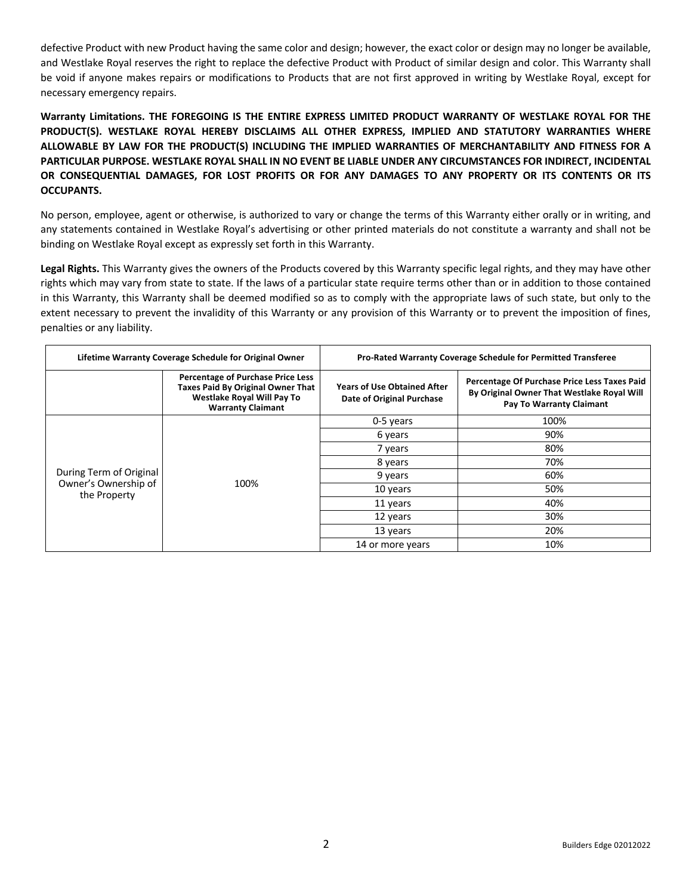defective Product with new Product having the same color and design; however, the exact color or design may no longer be available, and Westlake Royal reserves the right to replace the defective Product with Product of similar design and color. This Warranty shall be void if anyone makes repairs or modifications to Products that are not first approved in writing by Westlake Royal, except for necessary emergency repairs.

**Warranty Limitations. THE FOREGOING IS THE ENTIRE EXPRESS LIMITED PRODUCT WARRANTY OF WESTLAKE ROYAL FOR THE PRODUCT(S). WESTLAKE ROYAL HEREBY DISCLAIMS ALL OTHER EXPRESS, IMPLIED AND STATUTORY WARRANTIES WHERE ALLOWABLE BY LAW FOR THE PRODUCT(S) INCLUDING THE IMPLIED WARRANTIES OF MERCHANTABILITY AND FITNESS FOR A PARTICULAR PURPOSE. WESTLAKE ROYAL SHALL IN NO EVENT BE LIABLE UNDER ANY CIRCUMSTANCES FOR INDIRECT, INCIDENTAL OR CONSEQUENTIAL DAMAGES, FOR LOST PROFITS OR FOR ANY DAMAGES TO ANY PROPERTY OR ITS CONTENTS OR ITS OCCUPANTS.**

No person, employee, agent or otherwise, is authorized to vary or change the terms of this Warranty either orally or in writing, and any statements contained in Westlake Royal's advertising or other printed materials do not constitute a warranty and shall not be binding on Westlake Royal except as expressly set forth in this Warranty.

**Legal Rights.** This Warranty gives the owners of the Products covered by this Warranty specific legal rights, and they may have other rights which may vary from state to state. If the laws of a particular state require terms other than or in addition to those contained in this Warranty, this Warranty shall be deemed modified so as to comply with the appropriate laws of such state, but only to the extent necessary to prevent the invalidity of this Warranty or any provision of this Warranty or to prevent the imposition of fines, penalties or any liability.

| **Lifetime Warranty Coverage Schedule for Original Owner** | | **Pro-Rated Warranty Coverage Schedule for Permitted Transferee** | |
|---|---|---|---|
| | **Percentage of Purchase Price Less Taxes Paid By Original Owner That Westlake Royal Will Pay To Warranty Claimant** | **Years of Use Obtained After Date of Original Purchase** | **Percentage Of Purchase Price Less Taxes Paid By Original Owner That Westlake Royal Will Pay To Warranty Claimant** |
| During Term of Original Owner's Ownership of the Property | 100% | 0-5 years | 100% |
| | | 6 years | 90% |
| | | 7 years | 80% |
| | | 8 years | 70% |
| | | 9 years | 60% |
| | | 10 years | 50% |
| | | 11 years | 40% |
| | | 12 years | 30% |
| | | 13 years | 20% |
| | | 14 or more years | 10% |

Builders Edge 02012022